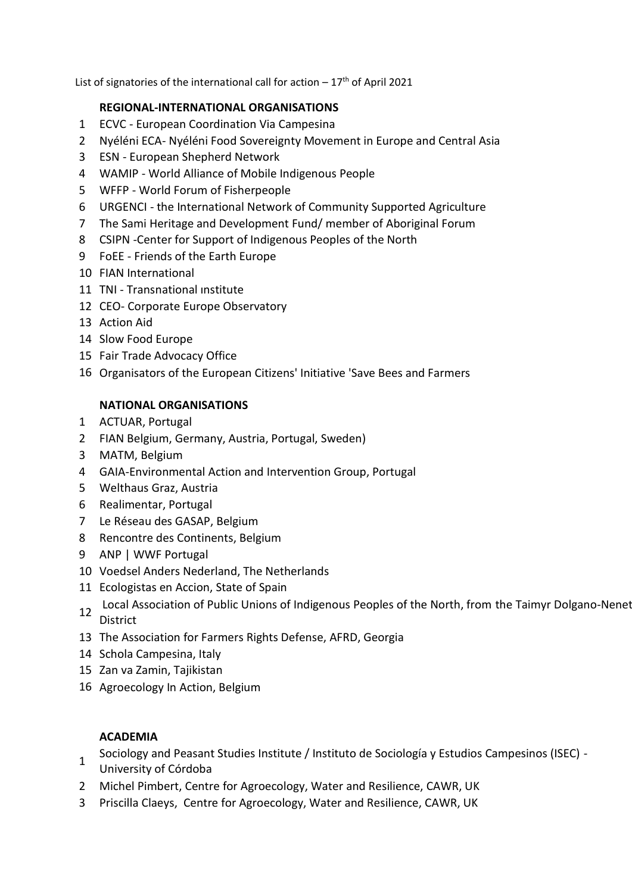List of signatories of the international call for action – 17th of April 2021

### REGIONAL-INTERNATIONAL ORGANISATIONS

1. ECVC - European Coordination Via Campesina
2. Nyéléni ECA- Nyéléni Food Sovereignty Movement in Europe and Central Asia
3. ESN - European Shepherd Network
4. WAMIP - World Alliance of Mobile Indigenous People
5. WFFP - World Forum of Fisherpeople
6. URGENCI - the International Network of Community Supported Agriculture
7. The Sami Heritage and Development Fund/ member of Aboriginal Forum
8. CSIPN -Center for Support of Indigenous Peoples of the North
9. FoEE - Friends of the Earth Europe
10. FIAN International
11. TNI - Transnational ınstitute
12. CEO- Corporate Europe Observatory
13. Action Aid
14. Slow Food Europe
15. Fair Trade Advocacy Office
16. Organisators of the European Citizens' Initiative 'Save Bees and Farmers

### NATIONAL ORGANISATIONS

1. ACTUAR, Portugal
2. FIAN Belgium, Germany, Austria, Portugal, Sweden)
3. MATM, Belgium
4. GAIA-Environmental Action and Intervention Group, Portugal
5. Welthaus Graz, Austria
6. Realimentar, Portugal
7. Le Réseau des GASAP, Belgium
8. Rencontre des Continents, Belgium
9. ANP | WWF Portugal
10. Voedsel Anders Nederland, The Netherlands
11. Ecologistas en Accion, State of Spain
12. Local Association of Public Unions of Indigenous Peoples of the North, from the Taimyr Dolgano-Nenet District
13. The Association for Farmers Rights Defense, AFRD, Georgia
14. Schola Campesina, Italy
15. Zan va Zamin, Tajikistan
16. Agroecology In Action, Belgium

### ACADEMIA

1. Sociology and Peasant Studies Institute / Instituto de Sociología y Estudios Campesinos (ISEC) - University of Córdoba
2. Michel Pimbert, Centre for Agroecology, Water and Resilience, CAWR, UK
3. Priscilla Claeys, Centre for Agroecology, Water and Resilience, CAWR, UK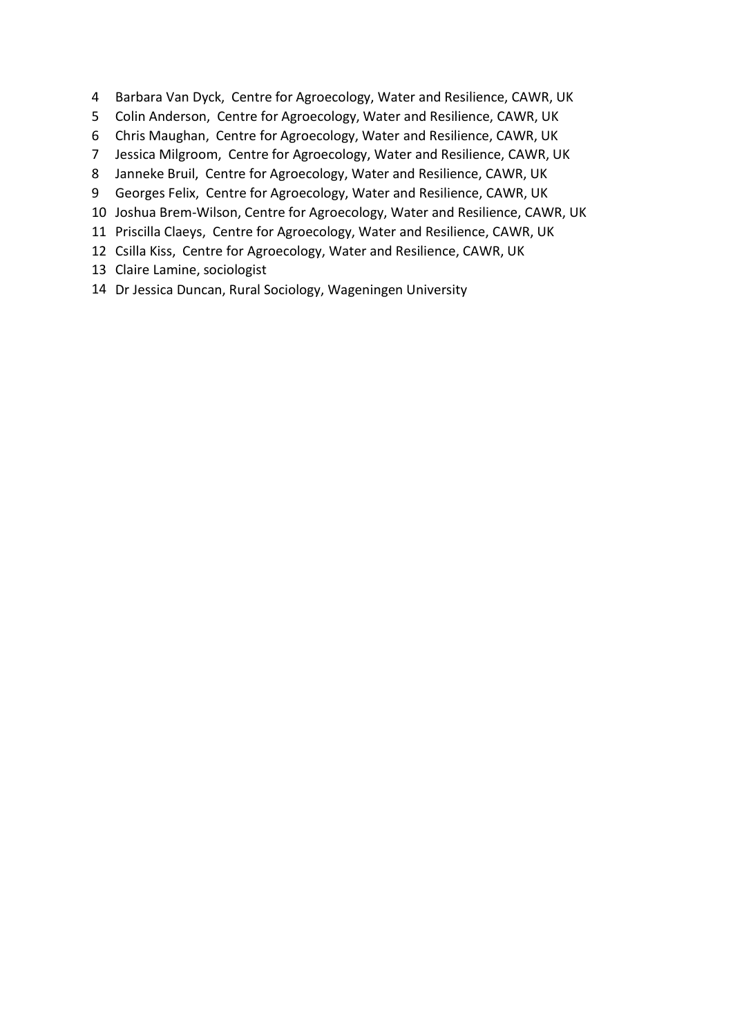Barbara Van Dyck, Centre for Agroecology, Water and Resilience, CAWR, UK
Colin Anderson, Centre for Agroecology, Water and Resilience, CAWR, UK
Chris Maughan, Centre for Agroecology, Water and Resilience, CAWR, UK
Jessica Milgroom, Centre for Agroecology, Water and Resilience, CAWR, UK
Janneke Bruil, Centre for Agroecology, Water and Resilience, CAWR, UK
Georges Felix, Centre for Agroecology, Water and Resilience, CAWR, UK
Joshua Brem-Wilson, Centre for Agroecology, Water and Resilience, CAWR, UK
Priscilla Claeys, Centre for Agroecology, Water and Resilience, CAWR, UK
Csilla Kiss, Centre for Agroecology, Water and Resilience, CAWR, UK
Claire Lamine, sociologist
Dr Jessica Duncan, Rural Sociology, Wageningen University